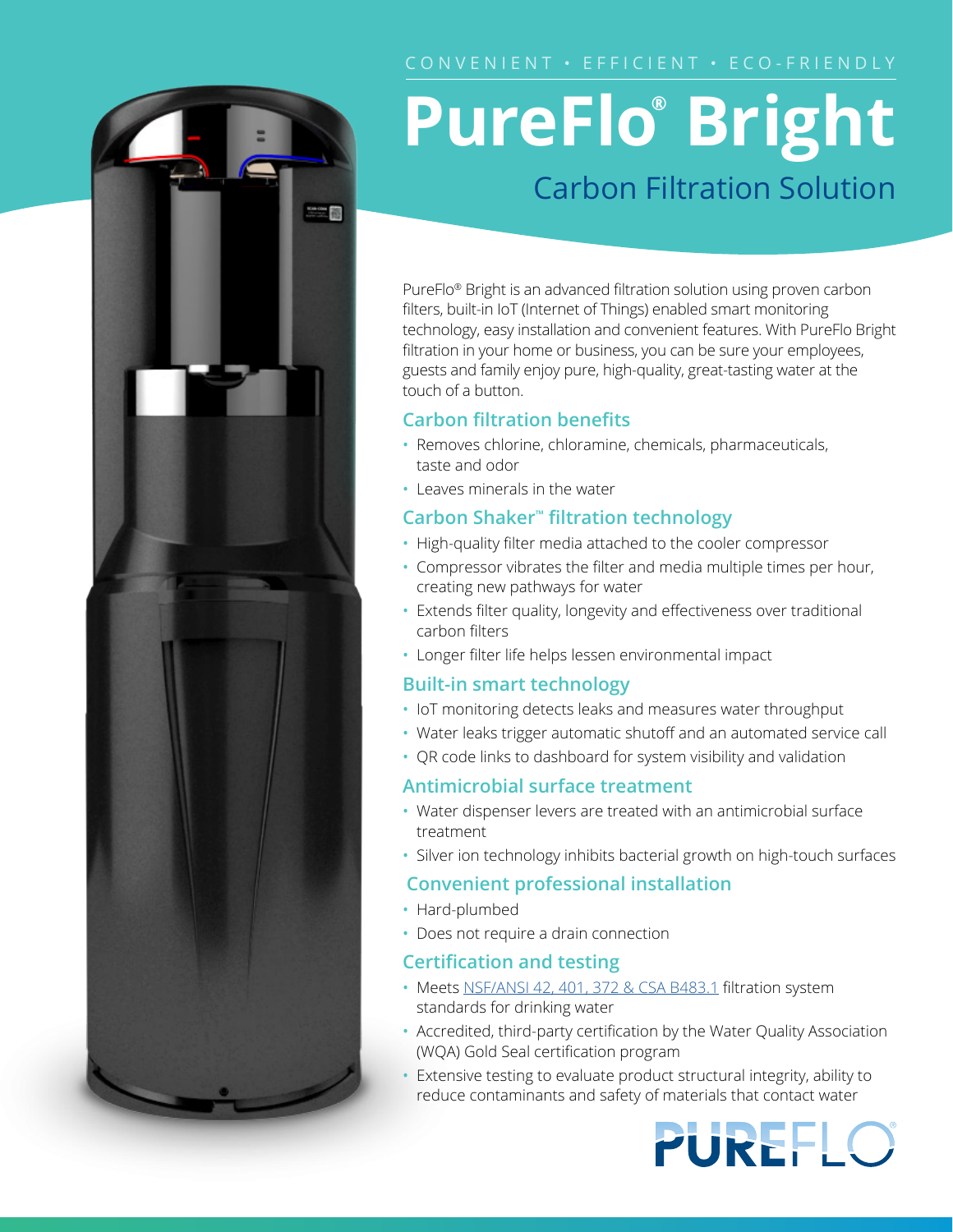CONVENIENT • EFFICIENT • ECO-FRIENDLY

# PureFlo® Bright

## Carbon Filtration Solution

PureFlo® Bright is an advanced filtration solution using proven carbon filters, built-in IoT (Internet of Things) enabled smart monitoring technology, easy installation and convenient features. With PureFlo Bright filtration in your home or business, you can be sure your employees, guests and family enjoy pure, high-quality, great-tasting water at the touch of a button.

### Carbon filtration benefits

- Removes chlorine, chloramine, chemicals, pharmaceuticals, taste and odor
- Leaves minerals in the water

### Carbon Shaker™ filtration technology

- High-quality filter media attached to the cooler compressor
- Compressor vibrates the filter and media multiple times per hour, creating new pathways for water
- Extends filter quality, longevity and effectiveness over traditional carbon filters
- Longer filter life helps lessen environmental impact

### Built-in smart technology

- IoT monitoring detects leaks and measures water throughput
- Water leaks trigger automatic shutoff and an automated service call
- QR code links to dashboard for system visibility and validation

### Antimicrobial surface treatment

- Water dispenser levers are treated with an antimicrobial surface treatment
- Silver ion technology inhibits bacterial growth on high-touch surfaces

### Convenient professional installation

- Hard-plumbed
- Does not require a drain connection

### Certification and testing

- Meets NSF/ANSI 42, 401, 372 & CSA B483.1 filtration system standards for drinking water
- Accredited, third-party certification by the Water Quality Association (WQA) Gold Seal certification program
- Extensive testing to evaluate product structural integrity, ability to reduce contaminants and safety of materials that contact water

PUREFLO®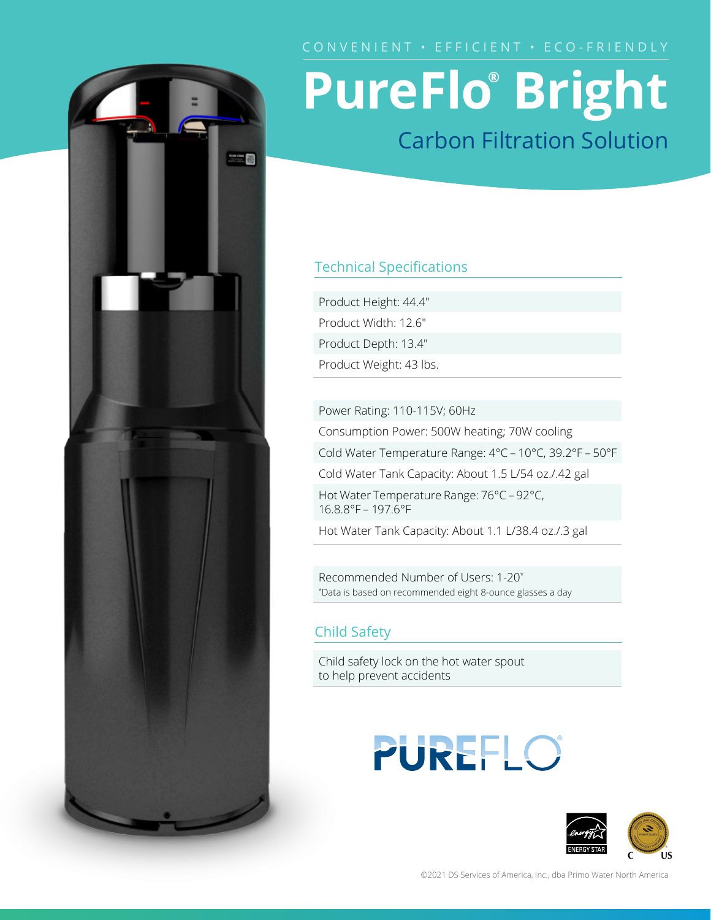CONVENIENT • EFFICIENT • ECO-FRIENDLY

# PureFlo® Bright

## Carbon Filtration Solution

### Technical Specifications

Product Height: 44.4"

Product Width: 12.6"

Product Depth: 13.4"

Product Weight: 43 lbs.

Power Rating: 110-115V; 60Hz

Consumption Power: 500W heating; 70W cooling

Cold Water Temperature Range: 4°C – 10°C, 39.2°F – 50°F

Cold Water Tank Capacity: About 1.5 L/54 oz./.42 gal

Hot Water Temperature Range: 76°C – 92°C, 16.8.8°F – 197.6°F

Hot Water Tank Capacity: About 1.1 L/38.4 oz./.3 gal

Recommended Number of Users: 1-20*

*Data is based on recommended eight 8-ounce glasses a day

### Child Safety

Child safety lock on the hot water spout to help prevent accidents

PUREFLO®

ENERGY STAR

C US

©2021 DS Services of America, Inc., dba Primo Water North America